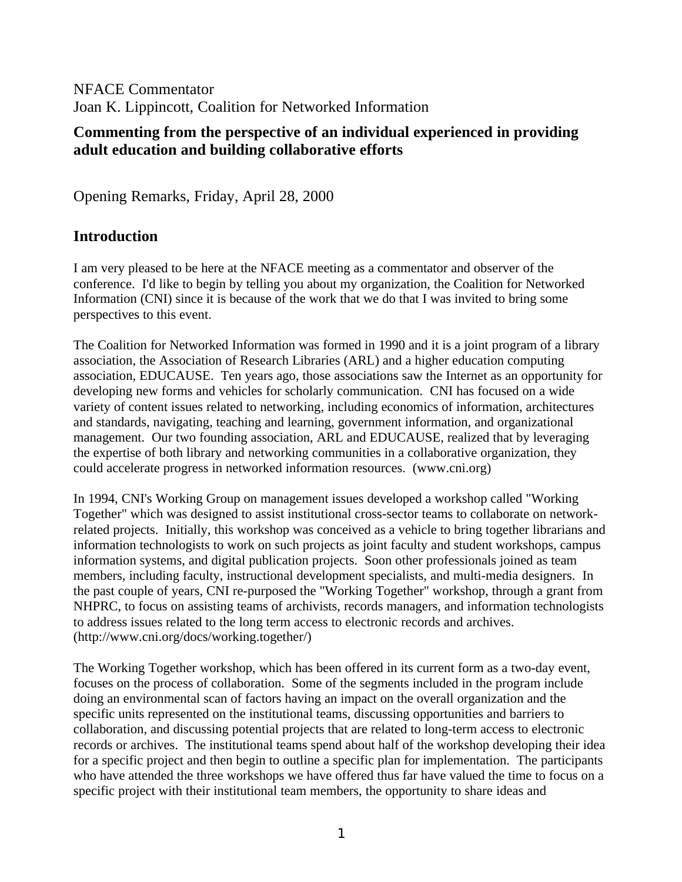NFACE Commentator
Joan K. Lippincott, Coalition for Networked Information

**Commenting from the perspective of an individual experienced in providing adult education and building collaborative efforts**

Opening Remarks, Friday, April 28, 2000

## Introduction

I am very pleased to be here at the NFACE meeting as a commentator and observer of the conference. I'd like to begin by telling you about my organization, the Coalition for Networked Information (CNI) since it is because of the work that we do that I was invited to bring some perspectives to this event.

The Coalition for Networked Information was formed in 1990 and it is a joint program of a library association, the Association of Research Libraries (ARL) and a higher education computing association, EDUCAUSE. Ten years ago, those associations saw the Internet as an opportunity for developing new forms and vehicles for scholarly communication. CNI has focused on a wide variety of content issues related to networking, including economics of information, architectures and standards, navigating, teaching and learning, government information, and organizational management. Our two founding association, ARL and EDUCAUSE, realized that by leveraging the expertise of both library and networking communities in a collaborative organization, they could accelerate progress in networked information resources. (www.cni.org)

In 1994, CNI's Working Group on management issues developed a workshop called "Working Together" which was designed to assist institutional cross-sector teams to collaborate on network-related projects. Initially, this workshop was conceived as a vehicle to bring together librarians and information technologists to work on such projects as joint faculty and student workshops, campus information systems, and digital publication projects. Soon other professionals joined as team members, including faculty, instructional development specialists, and multi-media designers. In the past couple of years, CNI re-purposed the "Working Together" workshop, through a grant from NHPRC, to focus on assisting teams of archivists, records managers, and information technologists to address issues related to the long term access to electronic records and archives. (http://www.cni.org/docs/working.together/)

The Working Together workshop, which has been offered in its current form as a two-day event, focuses on the process of collaboration. Some of the segments included in the program include doing an environmental scan of factors having an impact on the overall organization and the specific units represented on the institutional teams, discussing opportunities and barriers to collaboration, and discussing potential projects that are related to long-term access to electronic records or archives. The institutional teams spend about half of the workshop developing their idea for a specific project and then begin to outline a specific plan for implementation. The participants who have attended the three workshops we have offered thus far have valued the time to focus on a specific project with their institutional team members, the opportunity to share ideas and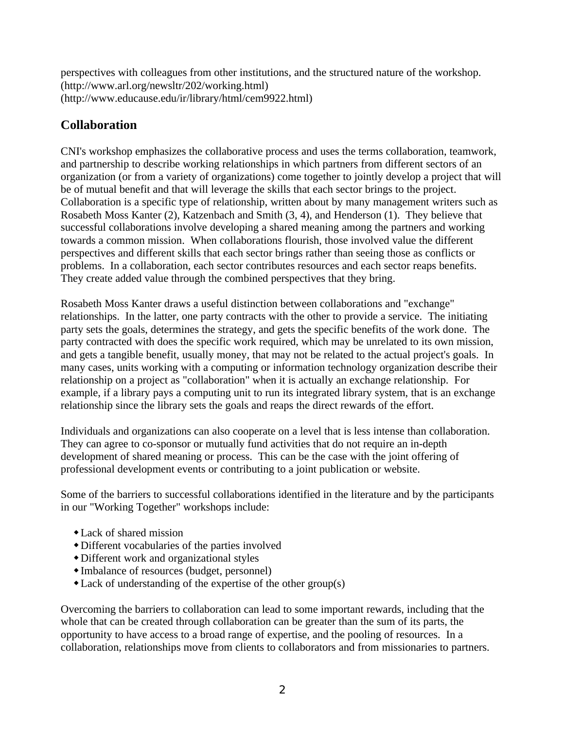perspectives with colleagues from other institutions, and the structured nature of the workshop. (http://www.arl.org/newsltr/202/working.html) (http://www.educause.edu/ir/library/html/cem9922.html)

## Collaboration

CNI's workshop emphasizes the collaborative process and uses the terms collaboration, teamwork, and partnership to describe working relationships in which partners from different sectors of an organization (or from a variety of organizations) come together to jointly develop a project that will be of mutual benefit and that will leverage the skills that each sector brings to the project. Collaboration is a specific type of relationship, written about by many management writers such as Rosabeth Moss Kanter (2), Katzenbach and Smith (3, 4), and Henderson (1). They believe that successful collaborations involve developing a shared meaning among the partners and working towards a common mission. When collaborations flourish, those involved value the different perspectives and different skills that each sector brings rather than seeing those as conflicts or problems. In a collaboration, each sector contributes resources and each sector reaps benefits. They create added value through the combined perspectives that they bring.

Rosabeth Moss Kanter draws a useful distinction between collaborations and "exchange" relationships. In the latter, one party contracts with the other to provide a service. The initiating party sets the goals, determines the strategy, and gets the specific benefits of the work done. The party contracted with does the specific work required, which may be unrelated to its own mission, and gets a tangible benefit, usually money, that may not be related to the actual project's goals. In many cases, units working with a computing or information technology organization describe their relationship on a project as "collaboration" when it is actually an exchange relationship. For example, if a library pays a computing unit to run its integrated library system, that is an exchange relationship since the library sets the goals and reaps the direct rewards of the effort.

Individuals and organizations can also cooperate on a level that is less intense than collaboration. They can agree to co-sponsor or mutually fund activities that do not require an in-depth development of shared meaning or process. This can be the case with the joint offering of professional development events or contributing to a joint publication or website.

Some of the barriers to successful collaborations identified in the literature and by the participants in our "Working Together" workshops include:

- Lack of shared mission
- Different vocabularies of the parties involved
- Different work and organizational styles
- Imbalance of resources (budget, personnel)
- Lack of understanding of the expertise of the other group(s)

Overcoming the barriers to collaboration can lead to some important rewards, including that the whole that can be created through collaboration can be greater than the sum of its parts, the opportunity to have access to a broad range of expertise, and the pooling of resources. In a collaboration, relationships move from clients to collaborators and from missionaries to partners.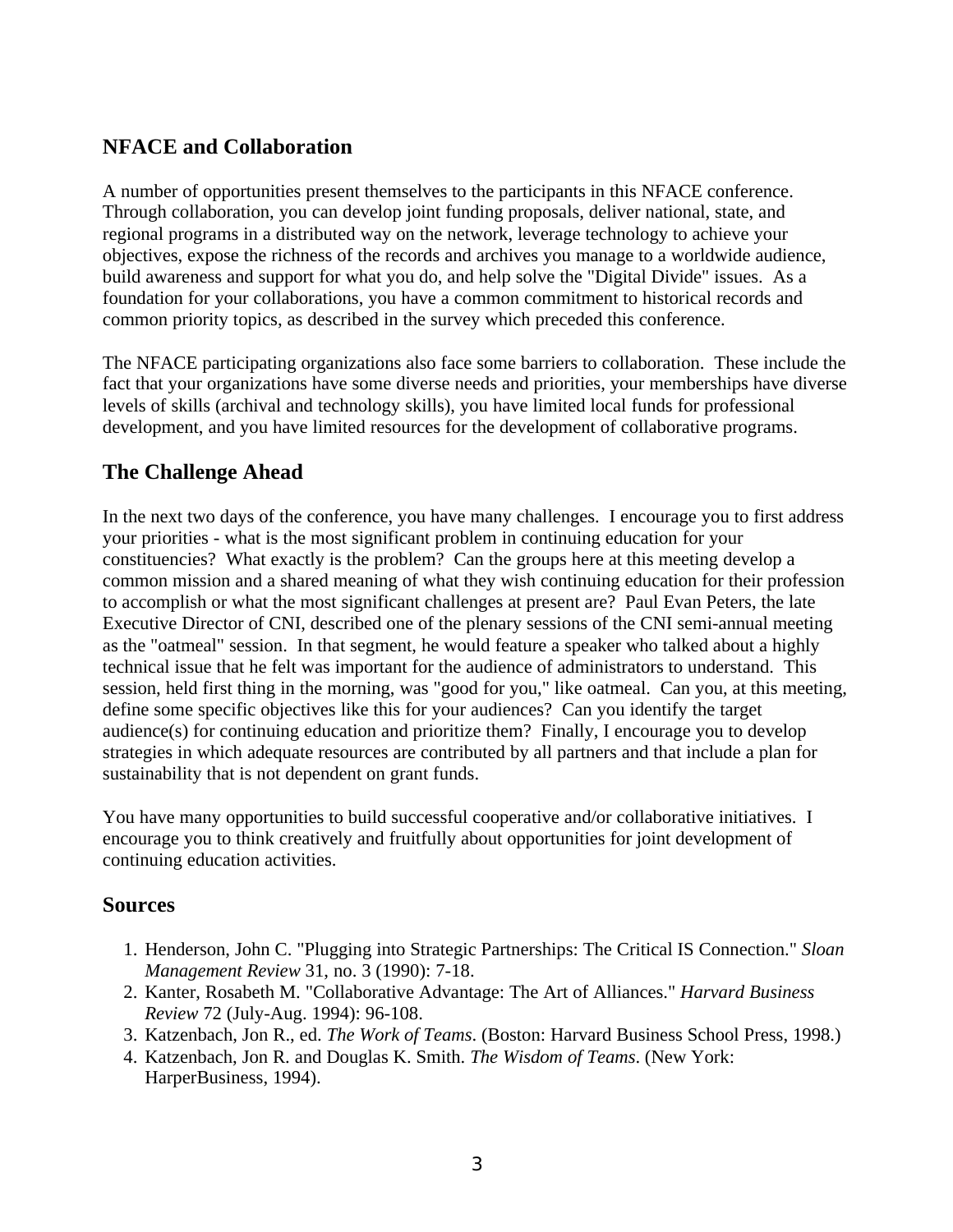## NFACE and Collaboration

A number of opportunities present themselves to the participants in this NFACE conference. Through collaboration, you can develop joint funding proposals, deliver national, state, and regional programs in a distributed way on the network, leverage technology to achieve your objectives, expose the richness of the records and archives you manage to a worldwide audience, build awareness and support for what you do, and help solve the "Digital Divide" issues. As a foundation for your collaborations, you have a common commitment to historical records and common priority topics, as described in the survey which preceded this conference.

The NFACE participating organizations also face some barriers to collaboration. These include the fact that your organizations have some diverse needs and priorities, your memberships have diverse levels of skills (archival and technology skills), you have limited local funds for professional development, and you have limited resources for the development of collaborative programs.

## The Challenge Ahead

In the next two days of the conference, you have many challenges. I encourage you to first address your priorities - what is the most significant problem in continuing education for your constituencies? What exactly is the problem? Can the groups here at this meeting develop a common mission and a shared meaning of what they wish continuing education for their profession to accomplish or what the most significant challenges at present are? Paul Evan Peters, the late Executive Director of CNI, described one of the plenary sessions of the CNI semi-annual meeting as the "oatmeal" session. In that segment, he would feature a speaker who talked about a highly technical issue that he felt was important for the audience of administrators to understand. This session, held first thing in the morning, was "good for you," like oatmeal. Can you, at this meeting, define some specific objectives like this for your audiences? Can you identify the target audience(s) for continuing education and prioritize them? Finally, I encourage you to develop strategies in which adequate resources are contributed by all partners and that include a plan for sustainability that is not dependent on grant funds.

You have many opportunities to build successful cooperative and/or collaborative initiatives. I encourage you to think creatively and fruitfully about opportunities for joint development of continuing education activities.

## Sources

1. Henderson, John C. "Plugging into Strategic Partnerships: The Critical IS Connection." *Sloan Management Review* 31, no. 3 (1990): 7-18.
2. Kanter, Rosabeth M. "Collaborative Advantage: The Art of Alliances." *Harvard Business Review* 72 (July-Aug. 1994): 96-108.
3. Katzenbach, Jon R., ed. *The Work of Teams*. (Boston: Harvard Business School Press, 1998.)
4. Katzenbach, Jon R. and Douglas K. Smith. *The Wisdom of Teams*. (New York: HarperBusiness, 1994).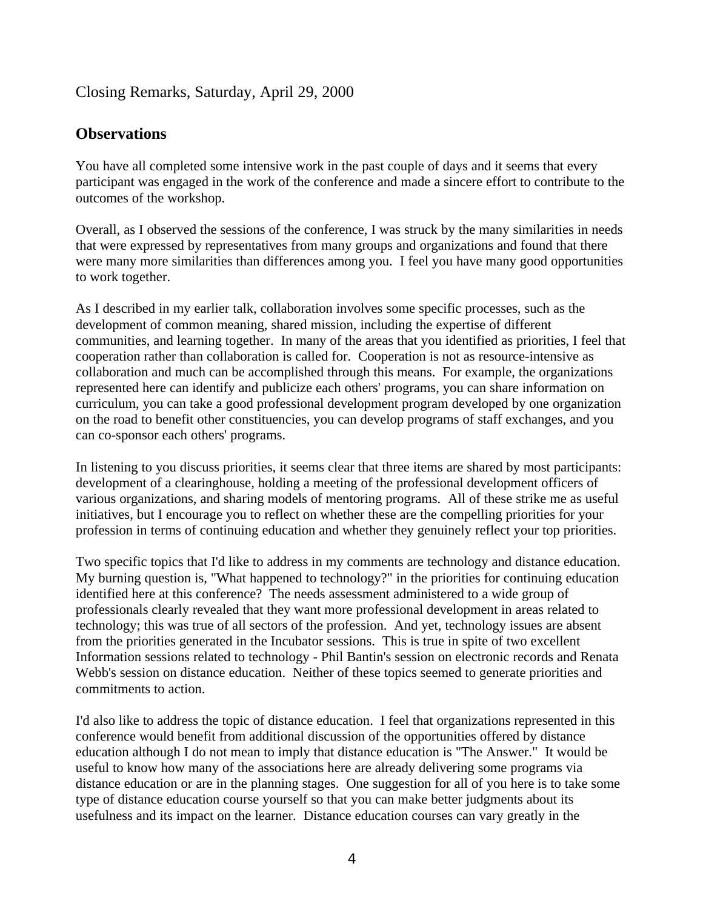Closing Remarks, Saturday, April 29, 2000

## Observations

You have all completed some intensive work in the past couple of days and it seems that every participant was engaged in the work of the conference and made a sincere effort to contribute to the outcomes of the workshop.

Overall, as I observed the sessions of the conference, I was struck by the many similarities in needs that were expressed by representatives from many groups and organizations and found that there were many more similarities than differences among you. I feel you have many good opportunities to work together.

As I described in my earlier talk, collaboration involves some specific processes, such as the development of common meaning, shared mission, including the expertise of different communities, and learning together. In many of the areas that you identified as priorities, I feel that cooperation rather than collaboration is called for. Cooperation is not as resource-intensive as collaboration and much can be accomplished through this means. For example, the organizations represented here can identify and publicize each others' programs, you can share information on curriculum, you can take a good professional development program developed by one organization on the road to benefit other constituencies, you can develop programs of staff exchanges, and you can co-sponsor each others' programs.

In listening to you discuss priorities, it seems clear that three items are shared by most participants: development of a clearinghouse, holding a meeting of the professional development officers of various organizations, and sharing models of mentoring programs. All of these strike me as useful initiatives, but I encourage you to reflect on whether these are the compelling priorities for your profession in terms of continuing education and whether they genuinely reflect your top priorities.

Two specific topics that I'd like to address in my comments are technology and distance education. My burning question is, "What happened to technology?" in the priorities for continuing education identified here at this conference? The needs assessment administered to a wide group of professionals clearly revealed that they want more professional development in areas related to technology; this was true of all sectors of the profession. And yet, technology issues are absent from the priorities generated in the Incubator sessions. This is true in spite of two excellent Information sessions related to technology - Phil Bantin's session on electronic records and Renata Webb's session on distance education. Neither of these topics seemed to generate priorities and commitments to action.

I'd also like to address the topic of distance education. I feel that organizations represented in this conference would benefit from additional discussion of the opportunities offered by distance education although I do not mean to imply that distance education is "The Answer." It would be useful to know how many of the associations here are already delivering some programs via distance education or are in the planning stages. One suggestion for all of you here is to take some type of distance education course yourself so that you can make better judgments about its usefulness and its impact on the learner. Distance education courses can vary greatly in the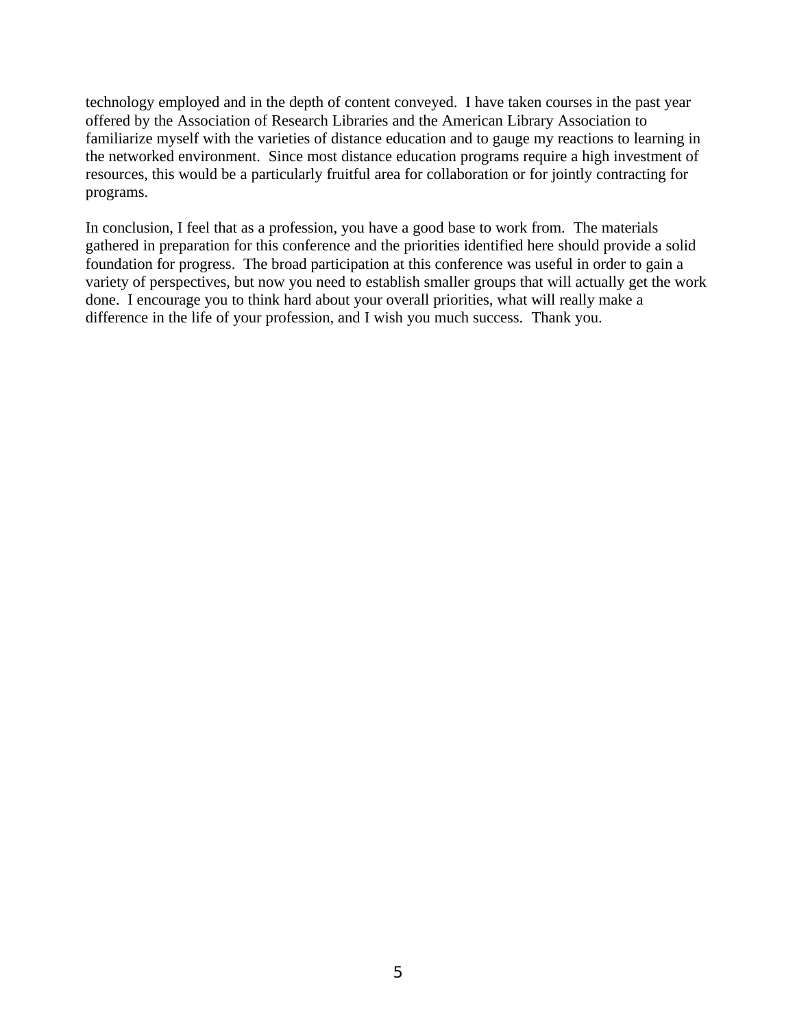technology employed and in the depth of content conveyed. I have taken courses in the past year offered by the Association of Research Libraries and the American Library Association to familiarize myself with the varieties of distance education and to gauge my reactions to learning in the networked environment. Since most distance education programs require a high investment of resources, this would be a particularly fruitful area for collaboration or for jointly contracting for programs.

In conclusion, I feel that as a profession, you have a good base to work from. The materials gathered in preparation for this conference and the priorities identified here should provide a solid foundation for progress. The broad participation at this conference was useful in order to gain a variety of perspectives, but now you need to establish smaller groups that will actually get the work done. I encourage you to think hard about your overall priorities, what will really make a difference in the life of your profession, and I wish you much success. Thank you.